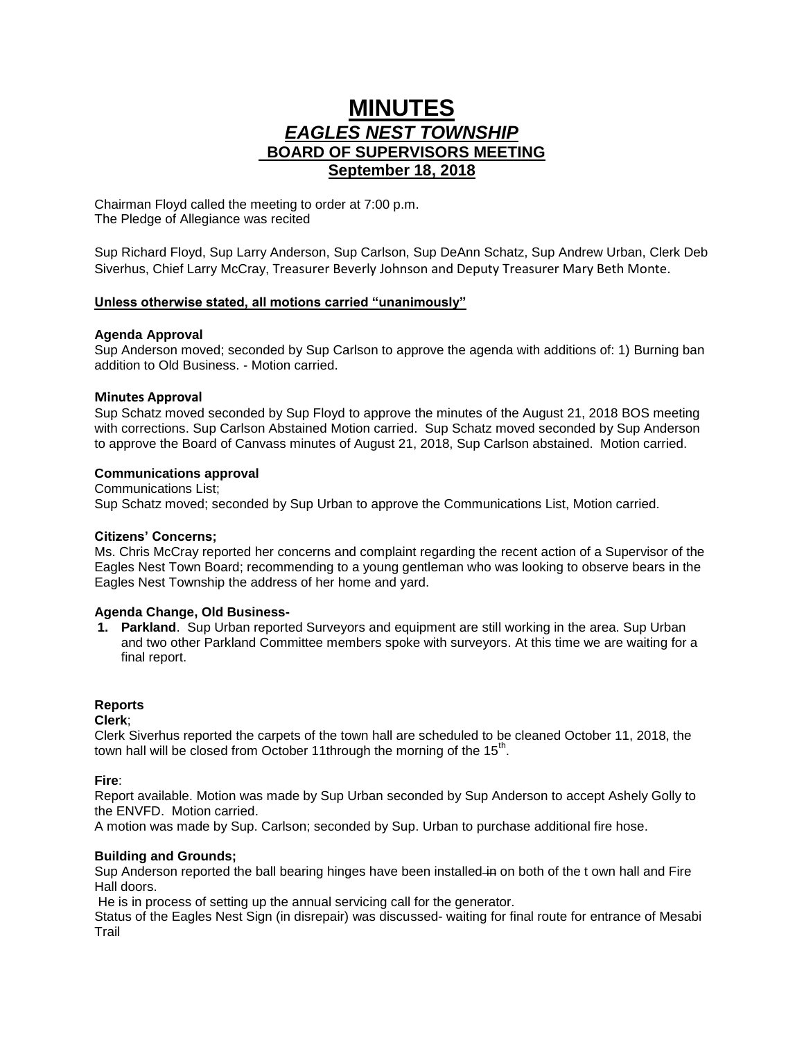# MINUTES

## *EAGLES NEST TOWNSHIP*

### BOARD OF SUPERVISORS MEETING

### September 18, 2018

Chairman Floyd called the meeting to order at 7:00 p.m.
The Pledge of Allegiance was recited

Sup Richard Floyd, Sup Larry Anderson, Sup Carlson, Sup DeAnn Schatz, Sup Andrew Urban, Clerk Deb Siverhus, Chief Larry McCray, Treasurer Beverly Johnson and Deputy Treasurer Mary Beth Monte.

**Unless otherwise stated, all motions carried "unanimously"**

**Agenda Approval**
Sup Anderson moved; seconded by Sup Carlson to approve the agenda with additions of: 1) Burning ban addition to Old Business. - Motion carried.

**Minutes Approval**
Sup Schatz moved seconded by Sup Floyd to approve the minutes of the August 21, 2018 BOS meeting with corrections. Sup Carlson Abstained Motion carried. Sup Schatz moved seconded by Sup Anderson to approve the Board of Canvass minutes of August 21, 2018, Sup Carlson abstained. Motion carried.

**Communications approval**
Communications List;
Sup Schatz moved; seconded by Sup Urban to approve the Communications List, Motion carried.

**Citizens' Concerns;**
Ms. Chris McCray reported her concerns and complaint regarding the recent action of a Supervisor of the Eagles Nest Town Board; recommending to a young gentleman who was looking to observe bears in the Eagles Nest Township the address of her home and yard.

**Agenda Change, Old Business-**

1. **Parkland**. Sup Urban reported Surveyors and equipment are still working in the area. Sup Urban and two other Parkland Committee members spoke with surveyors. At this time we are waiting for a final report.

**Reports**

**Clerk**;
Clerk Siverhus reported the carpets of the town hall are scheduled to be cleaned October 11, 2018, the town hall will be closed from October 11through the morning of the 15th.

**Fire**:
Report available. Motion was made by Sup Urban seconded by Sup Anderson to accept Ashely Golly to the ENVFD. Motion carried.
A motion was made by Sup. Carlson; seconded by Sup. Urban to purchase additional fire hose.

**Building and Grounds;**
Sup Anderson reported the ball bearing hinges have been installed ~~in~~ on both of the t own hall and Fire Hall doors.
He is in process of setting up the annual servicing call for the generator.
Status of the Eagles Nest Sign (in disrepair) was discussed- waiting for final route for entrance of Mesabi Trail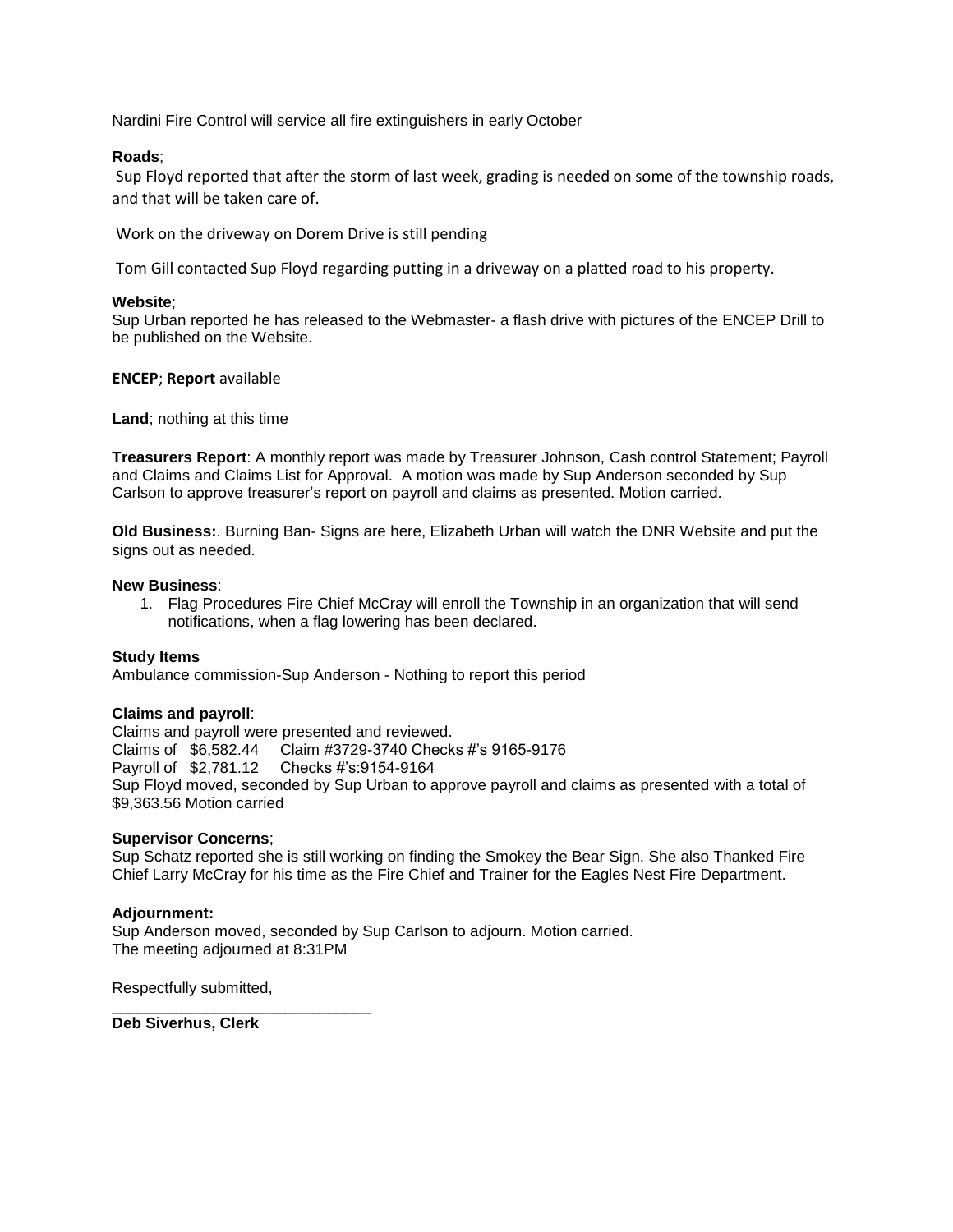Nardini Fire Control will service all fire extinguishers in early October

**Roads**;
Sup Floyd reported that after the storm of last week, grading is needed on some of the township roads, and that will be taken care of.

Work on the driveway on Dorem Drive is still pending

Tom Gill contacted Sup Floyd regarding putting in a driveway on a platted road to his property.

**Website**;
Sup Urban reported he has released to the Webmaster- a flash drive with pictures of the ENCEP Drill to be published on the Website.

**ENCEP**; **Report** available

**Land**; nothing at this time

**Treasurers Report**: A monthly report was made by Treasurer Johnson, Cash control Statement; Payroll and Claims and Claims List for Approval. A motion was made by Sup Anderson seconded by Sup Carlson to approve treasurer's report on payroll and claims as presented. Motion carried.

**Old Business:**. Burning Ban- Signs are here, Elizabeth Urban will watch the DNR Website and put the signs out as needed.

**New Business**:

1. Flag Procedures Fire Chief McCray will enroll the Township in an organization that will send notifications, when a flag lowering has been declared.

**Study Items**
Ambulance commission-Sup Anderson - Nothing to report this period

**Claims and payroll**:
Claims and payroll were presented and reviewed.
Claims of $6,582.44 Claim #3729-3740 Checks #'s 9165-9176
Payroll of $2,781.12 Checks #'s:9154-9164
Sup Floyd moved, seconded by Sup Urban to approve payroll and claims as presented with a total of $9,363.56 Motion carried

**Supervisor Concerns**;
Sup Schatz reported she is still working on finding the Smokey the Bear Sign. She also Thanked Fire Chief Larry McCray for his time as the Fire Chief and Trainer for the Eagles Nest Fire Department.

**Adjournment:**
Sup Anderson moved, seconded by Sup Carlson to adjourn. Motion carried.
The meeting adjourned at 8:31PM

Respectfully submitted,

______________________________
**Deb Siverhus, Clerk**